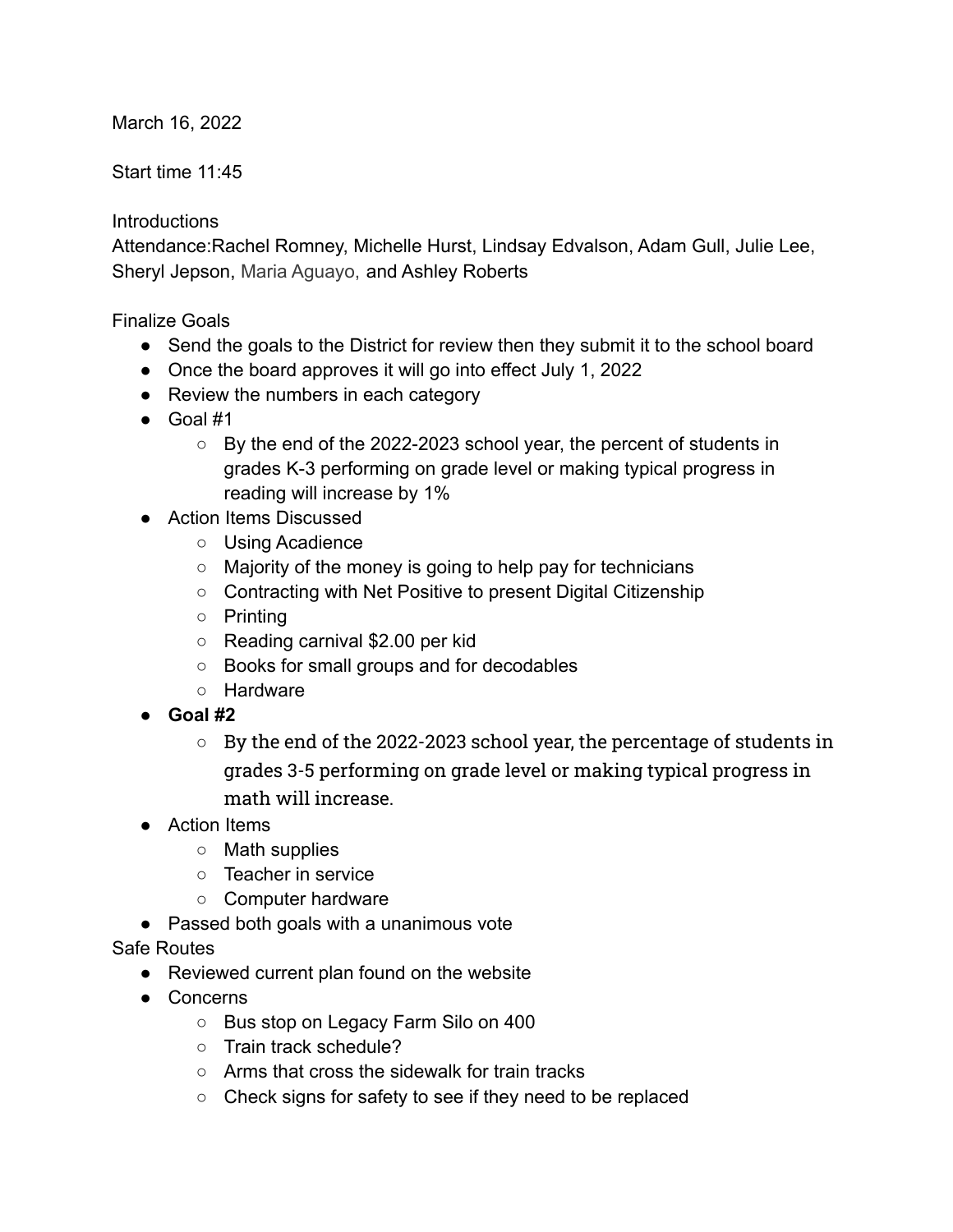March 16, 2022

Start time 11:45

Introductions

Attendance:Rachel Romney, Michelle Hurst, Lindsay Edvalson, Adam Gull, Julie Lee, Sheryl Jepson, Maria Aguayo, and Ashley Roberts

Finalize Goals

- Send the goals to the District for review then they submit it to the school board
- Once the board approves it will go into effect July 1, 2022
- Review the numbers in each category
- Goal #1
  - By the end of the 2022-2023 school year, the percent of students in grades K-3 performing on grade level or making typical progress in reading will increase by 1%
- Action Items Discussed
  - Using Acadience
  - Majority of the money is going to help pay for technicians
  - Contracting with Net Positive to present Digital Citizenship
  - Printing
  - Reading carnival $2.00 per kid
  - Books for small groups and for decodables
  - Hardware
- **Goal #2**
  - By the end of the 2022-2023 school year, the percentage of students in grades 3-5 performing on grade level or making typical progress in math will increase.
- Action Items
  - Math supplies
  - Teacher in service
  - Computer hardware
- Passed both goals with a unanimous vote

Safe Routes

- Reviewed current plan found on the website
- Concerns
  - Bus stop on Legacy Farm Silo on 400
  - Train track schedule?
  - Arms that cross the sidewalk for train tracks
  - Check signs for safety to see if they need to be replaced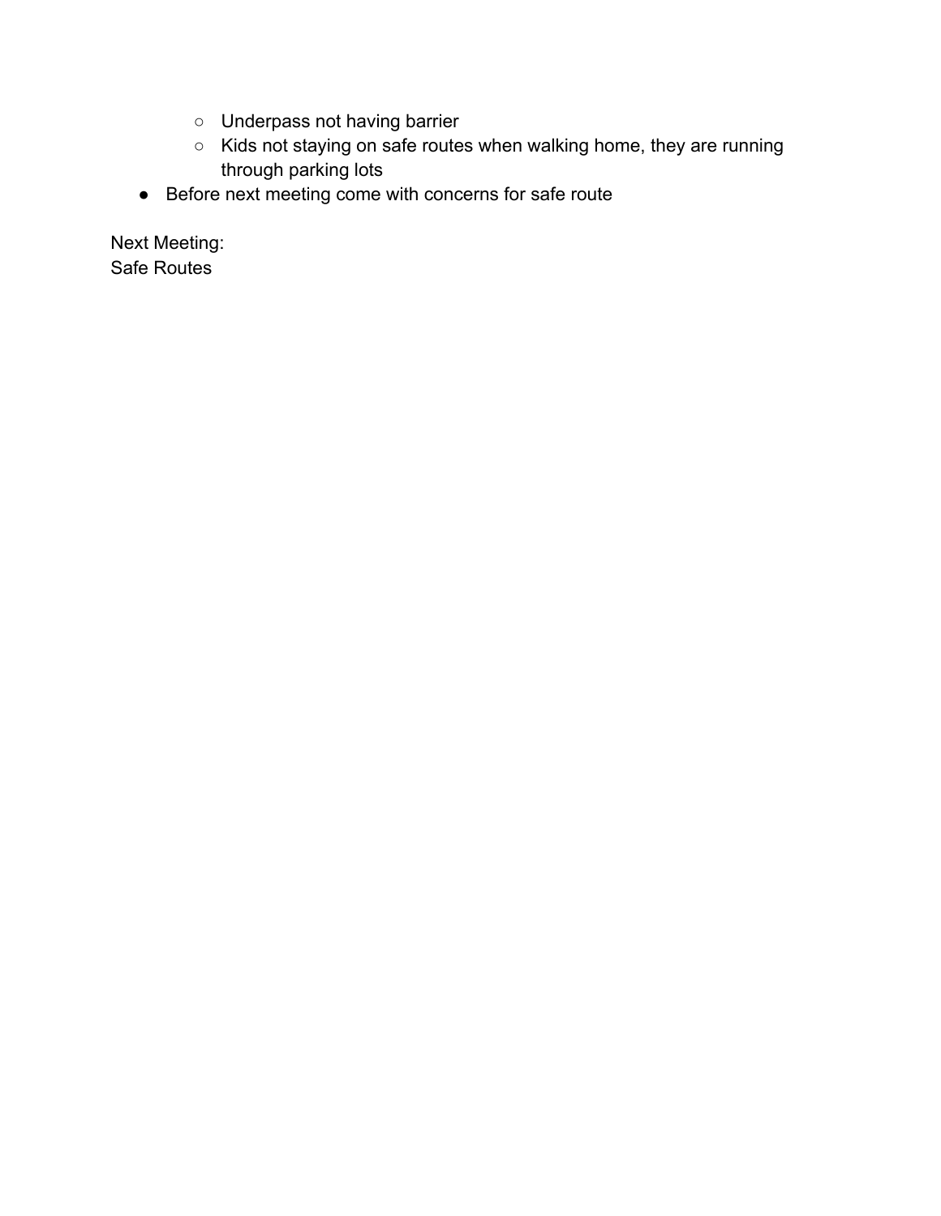- Underpass not having barrier
    - Kids not staying on safe routes when walking home, they are running through parking lots
- Before next meeting come with concerns for safe route

Next Meeting:
Safe Routes